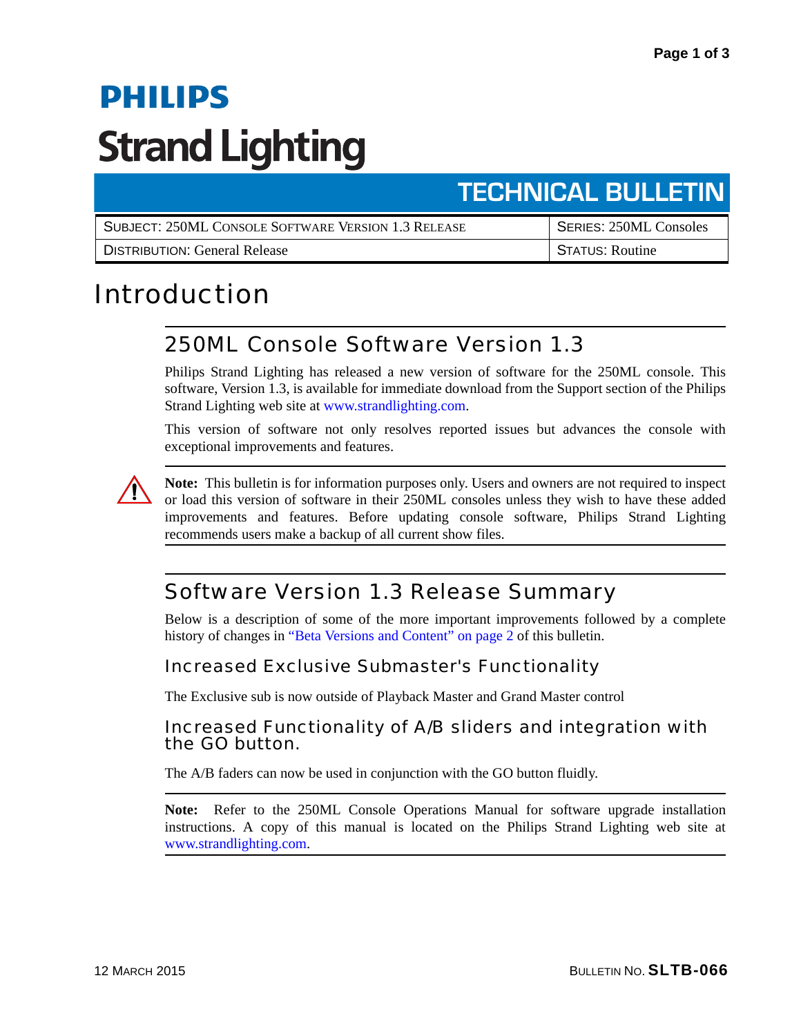PHILIPS

Strand Lighting

TECHNICAL BULLETIN

| SUBJECT: 250ML CONSOLE SOFTWARE VERSION 1.3 RELEASE | SERIES: 250ML Consoles |
|---|---|
| DISTRIBUTION: General Release | STATUS: Routine |

# Introduction

## 250ML Console Software Version 1.3

Philips Strand Lighting has released a new version of software for the 250ML console. This software, Version 1.3, is available for immediate download from the Support section of the Philips Strand Lighting web site at www.strandlighting.com.

This version of software not only resolves reported issues but advances the console with exceptional improvements and features.

**Note:** This bulletin is for information purposes only. Users and owners are not required to inspect or load this version of software in their 250ML consoles unless they wish to have these added improvements and features. Before updating console software, Philips Strand Lighting recommends users make a backup of all current show files.

## Software Version 1.3 Release Summary

Below is a description of some of the more important improvements followed by a complete history of changes in "Beta Versions and Content" on page 2 of this bulletin.

### Increased Exclusive Submaster's Functionality

The Exclusive sub is now outside of Playback Master and Grand Master control

### Increased Functionality of A/B sliders and integration with the GO button.

The A/B faders can now be used in conjunction with the GO button fluidly.

**Note:** Refer to the 250ML Console Operations Manual for software upgrade installation instructions. A copy of this manual is located on the Philips Strand Lighting web site at www.strandlighting.com.

12 MARCH 2015 BULLETIN NO. **SLTB-066**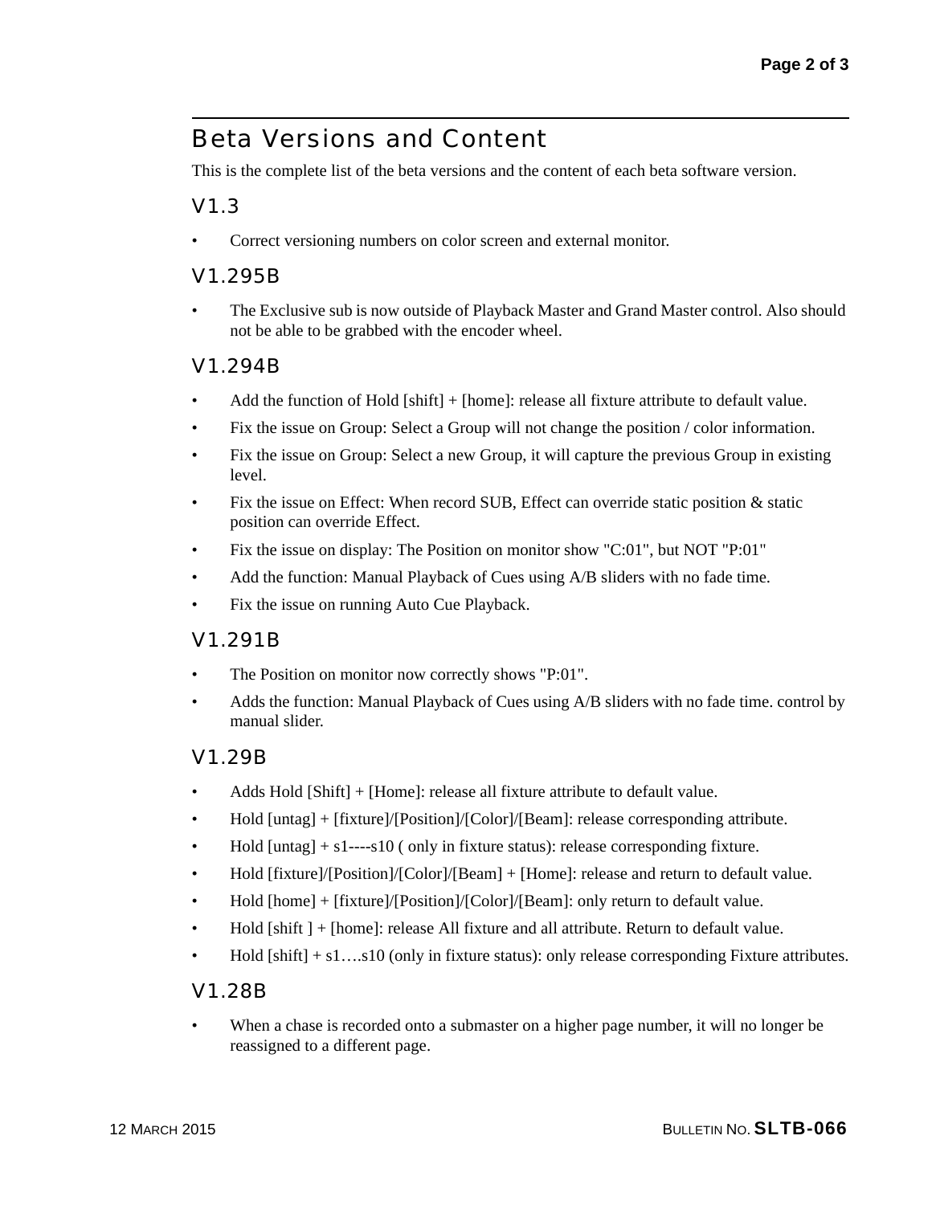## Beta Versions and Content

This is the complete list of the beta versions and the content of each beta software version.

### V1.3

- Correct versioning numbers on color screen and external monitor.

### V1.295B

- The Exclusive sub is now outside of Playback Master and Grand Master control. Also should not be able to be grabbed with the encoder wheel.

### V1.294B

- Add the function of Hold [shift] + [home]: release all fixture attribute to default value.
- Fix the issue on Group: Select a Group will not change the position / color information.
- Fix the issue on Group: Select a new Group, it will capture the previous Group in existing level.
- Fix the issue on Effect: When record SUB, Effect can override static position & static position can override Effect.
- Fix the issue on display: The Position on monitor show "C:01", but NOT "P:01"
- Add the function: Manual Playback of Cues using A/B sliders with no fade time.
- Fix the issue on running Auto Cue Playback.

### V1.291B

- The Position on monitor now correctly shows "P:01".
- Adds the function: Manual Playback of Cues using A/B sliders with no fade time. control by manual slider.

### V1.29B

- Adds Hold [Shift] + [Home]: release all fixture attribute to default value.
- Hold [untag] + [fixture]/[Position]/[Color]/[Beam]: release corresponding attribute.
- Hold [untag] + s1----s10 ( only in fixture status): release corresponding fixture.
- Hold [fixture]/[Position]/[Color]/[Beam] + [Home]: release and return to default value.
- Hold [home] + [fixture]/[Position]/[Color]/[Beam]: only return to default value.
- Hold [shift ] + [home]: release All fixture and all attribute. Return to default value.
- Hold [shift] + s1….s10 (only in fixture status): only release corresponding Fixture attributes.

### V1.28B

- When a chase is recorded onto a submaster on a higher page number, it will no longer be reassigned to a different page.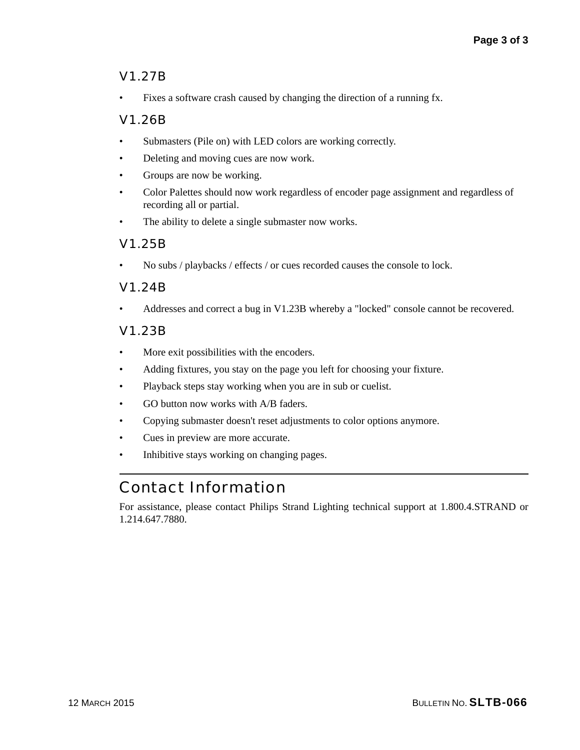### V1.27B

- Fixes a software crash caused by changing the direction of a running fx.

### V1.26B

- Submasters (Pile on) with LED colors are working correctly.
- Deleting and moving cues are now work.
- Groups are now be working.
- Color Palettes should now work regardless of encoder page assignment and regardless of recording all or partial.
- The ability to delete a single submaster now works.

### V1.25B

- No subs / playbacks / effects / or cues recorded causes the console to lock.

### V1.24B

- Addresses and correct a bug in V1.23B whereby a "locked" console cannot be recovered.

### V1.23B

- More exit possibilities with the encoders.
- Adding fixtures, you stay on the page you left for choosing your fixture.
- Playback steps stay working when you are in sub or cuelist.
- GO button now works with A/B faders.
- Copying submaster doesn't reset adjustments to color options anymore.
- Cues in preview are more accurate.
- Inhibitive stays working on changing pages.

## Contact Information

For assistance, please contact Philips Strand Lighting technical support at 1.800.4.STRAND or 1.214.647.7880.